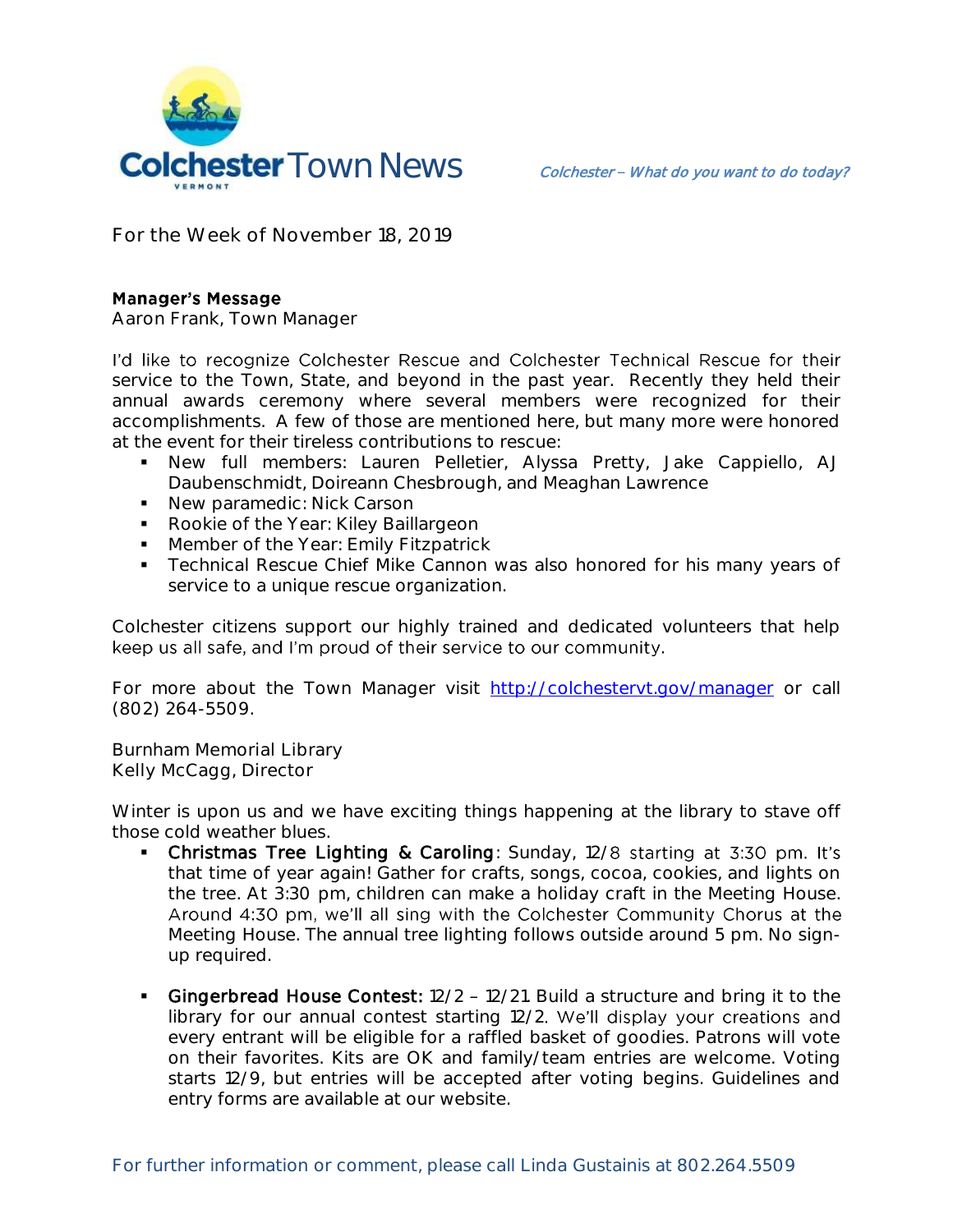# Colchester Town News

*Colchester – What do you want to do today?*

For the Week of November 18, 2019

## Manager's Message

Aaron Frank, Town Manager

I'd like to recognize Colchester Rescue and Colchester Technical Rescue for their service to the Town, State, and beyond in the past year. Recently they held their annual awards ceremony where several members were recognized for their accomplishments. A few of those are mentioned here, but many more were honored at the event for their tireless contributions to rescue:

- New full members: Lauren Pelletier, Alyssa Pretty, Jake Cappiello, AJ Daubenschmidt, Doireann Chesbrough, and Meaghan Lawrence
- New paramedic: Nick Carson
- Rookie of the Year: Kiley Baillargeon
- Member of the Year: Emily Fitzpatrick
- Technical Rescue Chief Mike Cannon was also honored for his many years of service to a unique rescue organization.

Colchester citizens support our highly trained and dedicated volunteers that help keep us all safe, and I'm proud of their service to our community.

For more about the Town Manager visit http://colchestervt.gov/manager or call (802) 264-5509.

## Burnham Memorial Library

Kelly McCagg, Director

Winter is upon us and we have exciting things happening at the library to stave off those cold weather blues.

- **Christmas Tree Lighting & Caroling**: Sunday, 12/8 starting at 3:30 pm. It's that time of year again! Gather for crafts, songs, cocoa, cookies, and lights on the tree. At 3:30 pm, children can make a holiday craft in the Meeting House. Around 4:30 pm, we'll all sing with the Colchester Community Chorus at the Meeting House. The annual tree lighting follows outside around 5 pm. No sign-up required.

- **Gingerbread House Contest:** 12/2 – 12/21. Build a structure and bring it to the library for our annual contest starting 12/2. We'll display your creations and every entrant will be eligible for a raffled basket of goodies. Patrons will vote on their favorites. Kits are OK and family/team entries are welcome. Voting starts 12/9, but entries will be accepted after voting begins. Guidelines and entry forms are available at our website.

For further information or comment, please call Linda Gustainis at 802.264.5509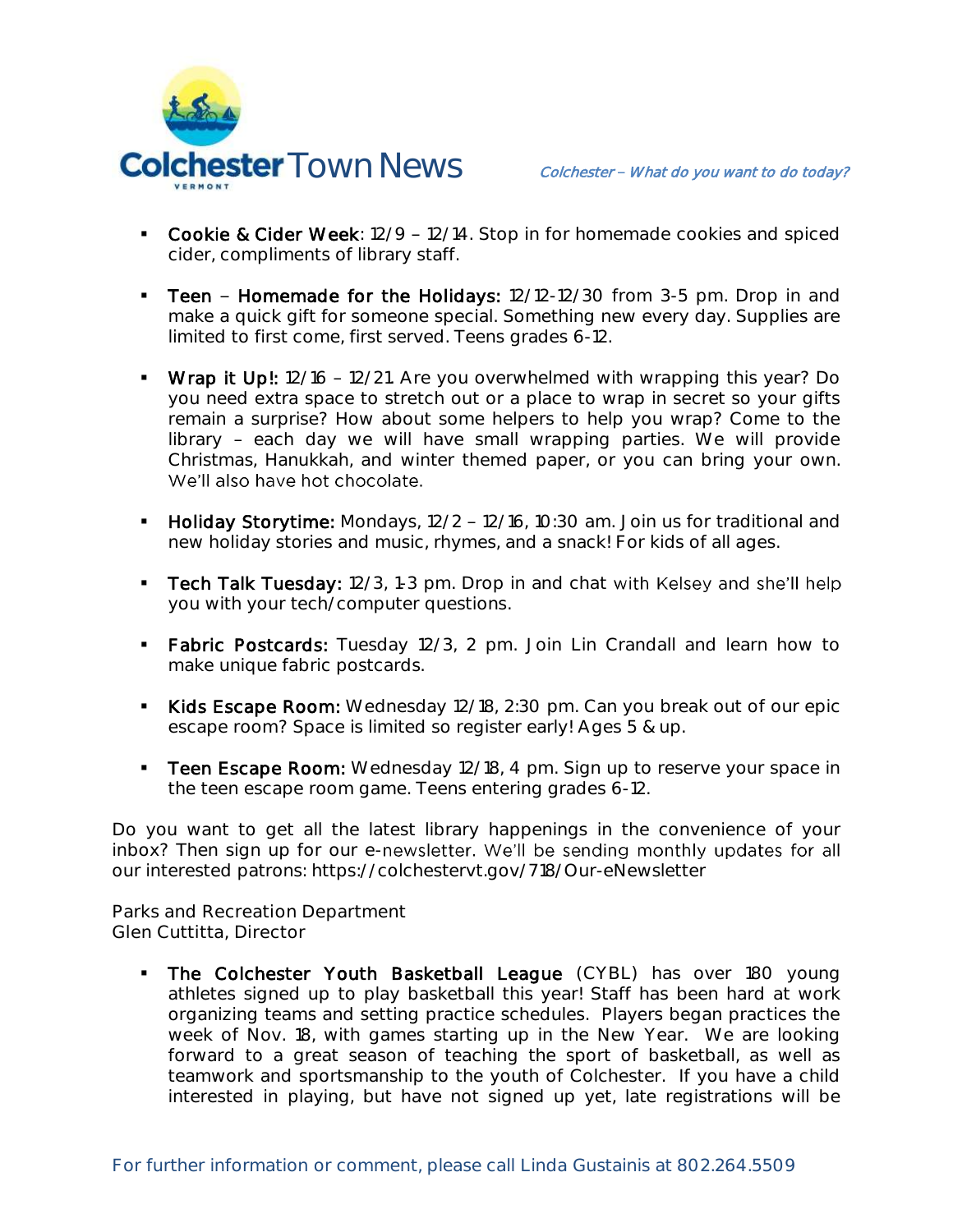- **Cookie & Cider Week**: 12/9 – 12/14. Stop in for homemade cookies and spiced cider, compliments of library staff.

- **Teen – Homemade for the Holidays:** 12/12-12/30 from 3-5 pm. Drop in and make a quick gift for someone special. Something new every day. Supplies are limited to first come, first served. Teens grades 6-12.

- **Wrap it Up!:** 12/16 – 12/21. Are you overwhelmed with wrapping this year? Do you need extra space to stretch out or a place to wrap in secret so your gifts remain a surprise? How about some helpers to help you wrap? Come to the library – each day we will have small wrapping parties. We will provide Christmas, Hanukkah, and winter themed paper, or you can bring your own. We'll also have hot chocolate.

- **Holiday Storytime:** Mondays, 12/2 – 12/16, 10:30 am. Join us for traditional and new holiday stories and music, rhymes, and a snack! For kids of all ages.

- **Tech Talk Tuesday:** 12/3, 1-3 pm. Drop in and chat with Kelsey and she'll help you with your tech/computer questions.

- **Fabric Postcards:** Tuesday 12/3, 2 pm. Join Lin Crandall and learn how to make unique fabric postcards.

- **Kids Escape Room:** Wednesday 12/18, 2:30 pm. Can you break out of our epic escape room? Space is limited so register early! Ages 5 & up.

- **Teen Escape Room:** Wednesday 12/18, 4 pm. Sign up to reserve your space in the teen escape room game. Teens entering grades 6-12.

Do you want to get all the latest library happenings in the convenience of your inbox? Then sign up for our e-newsletter. We'll be sending monthly updates for all our interested patrons: https://colchestervt.gov/718/Our-eNewsletter

Parks and Recreation Department
Glen Cuttitta, Director

- **The Colchester Youth Basketball League** (CYBL) has over 180 young athletes signed up to play basketball this year! Staff has been hard at work organizing teams and setting practice schedules. Players began practices the week of Nov. 18, with games starting up in the New Year. We are looking forward to a great season of teaching the sport of basketball, as well as teamwork and sportsmanship to the youth of Colchester. If you have a child interested in playing, but have not signed up yet, late registrations will be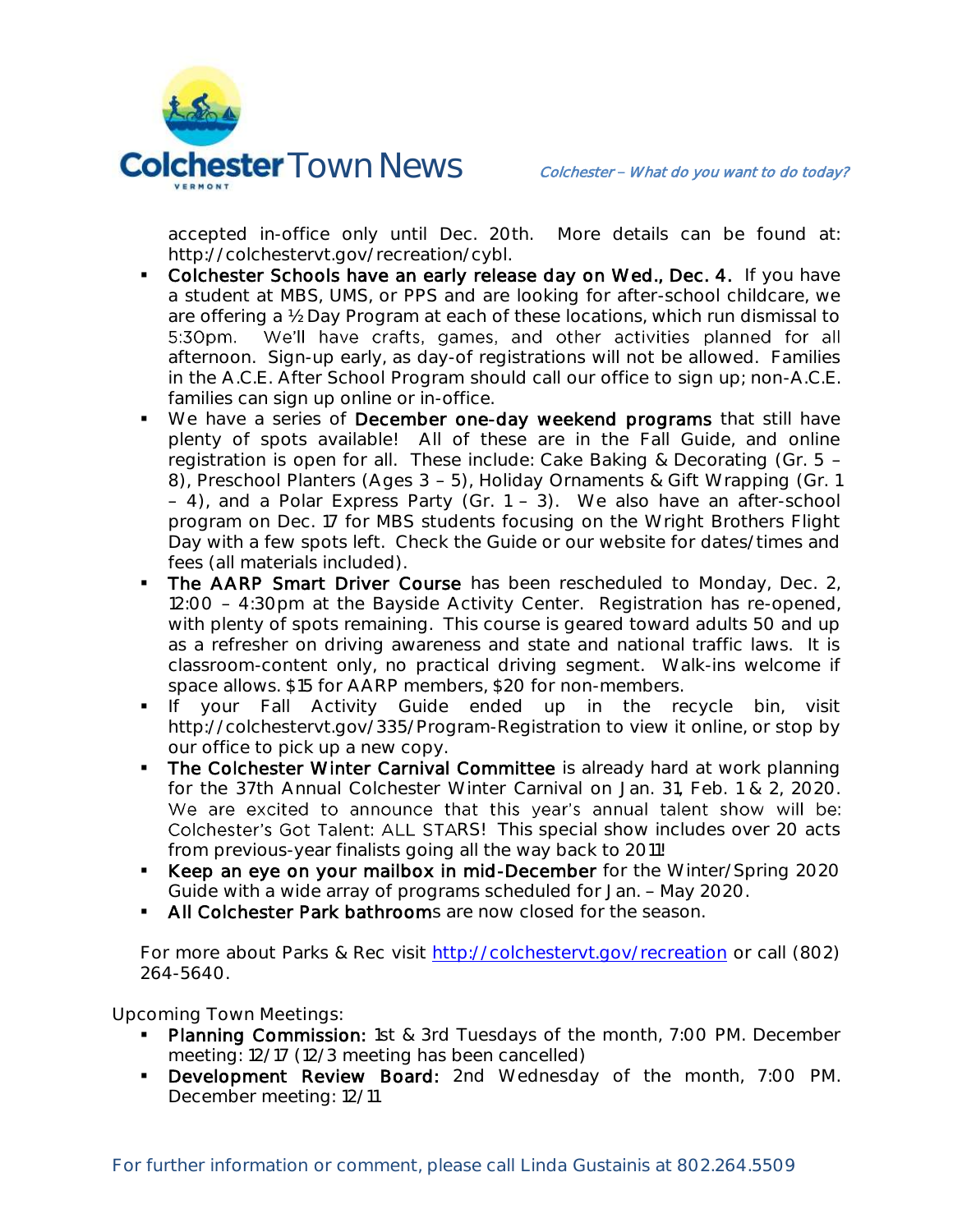accepted in-office only until Dec. 20th. More details can be found at: http://colchestervt.gov/recreation/cybl.

- **Colchester Schools have an early release day on Wed., Dec. 4.** If you have a student at MBS, UMS, or PPS and are looking for after-school childcare, we are offering a ½ Day Program at each of these locations, which run dismissal to 5:30pm. We'll have crafts, games, and other activities planned for all afternoon. Sign-up early, as day-of registrations will not be allowed. Families in the A.C.E. After School Program should call our office to sign up; non-A.C.E. families can sign up online or in-office.
- We have a series of **December one-day weekend programs** that still have plenty of spots available! All of these are in the Fall Guide, and online registration is open for all. These include: Cake Baking & Decorating (Gr. 5 – 8), Preschool Planters (Ages 3 – 5), Holiday Ornaments & Gift Wrapping (Gr. 1 – 4), and a Polar Express Party (Gr. 1 – 3). We also have an after-school program on Dec. 17 for MBS students focusing on the Wright Brothers Flight Day with a few spots left. Check the Guide or our website for dates/times and fees (all materials included).
- **The AARP Smart Driver Course** has been rescheduled to Monday, Dec. 2, 12:00 – 4:30pm at the Bayside Activity Center. Registration has re-opened, with plenty of spots remaining. This course is geared toward adults 50 and up as a refresher on driving awareness and state and national traffic laws. It is classroom-content only, no practical driving segment. Walk-ins welcome if space allows. $15 for AARP members, $20 for non-members.
- If your Fall Activity Guide ended up in the recycle bin, visit http://colchestervt.gov/335/Program-Registration to view it online, or stop by our office to pick up a new copy.
- **The Colchester Winter Carnival Committee** is already hard at work planning for the 37th Annual Colchester Winter Carnival on Jan. 31, Feb. 1 & 2, 2020. We are excited to announce that this year's annual talent show will be: Colchester's Got Talent: ALL STARS! This special show includes over 20 acts from previous-year finalists going all the way back to 2011!
- **Keep an eye on your mailbox in mid-December** for the Winter/Spring 2020 Guide with a wide array of programs scheduled for Jan. – May 2020.
- **All Colchester Park bathroom**s are now closed for the season.

For more about Parks & Rec visit http://colchestervt.gov/recreation or call (802) 264-5640.

Upcoming Town Meetings:

- **Planning Commission:** 1st & 3rd Tuesdays of the month, 7:00 PM. December meeting: 12/17 (12/3 meeting has been cancelled)
- **Development Review Board:** 2nd Wednesday of the month, 7:00 PM. December meeting: 12/11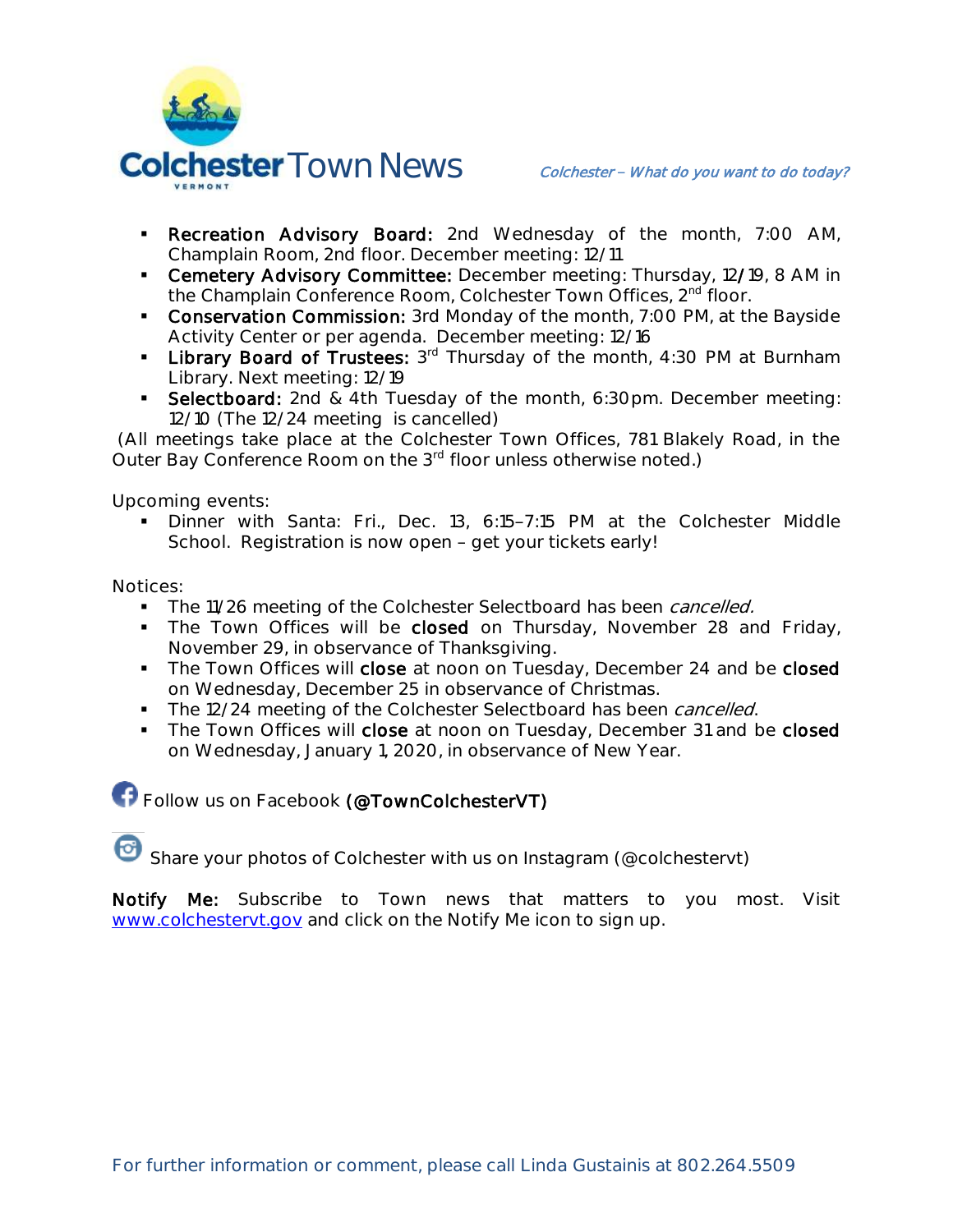- **Recreation Advisory Board:** 2nd Wednesday of the month, 7:00 AM, Champlain Room, 2nd floor. December meeting: 12/11
- **Cemetery Advisory Committee:** December meeting: Thursday, 12/19, 8 AM in the Champlain Conference Room, Colchester Town Offices, 2nd floor.
- **Conservation Commission:** 3rd Monday of the month, 7:00 PM, at the Bayside Activity Center or per agenda. December meeting: 12/16
- **Library Board of Trustees:** 3rd Thursday of the month, 4:30 PM at Burnham Library. Next meeting: 12/19
- **Selectboard:** 2nd & 4th Tuesday of the month, 6:30pm. December meeting: 12/10 (The 12/24 meeting is cancelled)

(All meetings take place at the Colchester Town Offices, 781 Blakely Road, in the Outer Bay Conference Room on the 3rd floor unless otherwise noted.)

Upcoming events:

- Dinner with Santa: Fri., Dec. 13, 6:15–7:15 PM at the Colchester Middle School. Registration is now open – get your tickets early!

Notices:

- The 11/26 meeting of the Colchester Selectboard has been *cancelled.*
- The Town Offices will be **closed** on Thursday, November 28 and Friday, November 29, in observance of Thanksgiving.
- The Town Offices will **close** at noon on Tuesday, December 24 and be **closed** on Wednesday, December 25 in observance of Christmas.
- The 12/24 meeting of the Colchester Selectboard has been *cancelled*.
- The Town Offices will **close** at noon on Tuesday, December 31 and be **closed** on Wednesday, January 1, 2020, in observance of New Year.

Follow us on Facebook **(@TownColchesterVT)**

Share your photos of Colchester with us on Instagram (@colchestervt)

**Notify Me:** Subscribe to Town news that matters to you most. Visit [www.colchestervt.gov](http://www.colchestervt.gov) and click on the Notify Me icon to sign up.